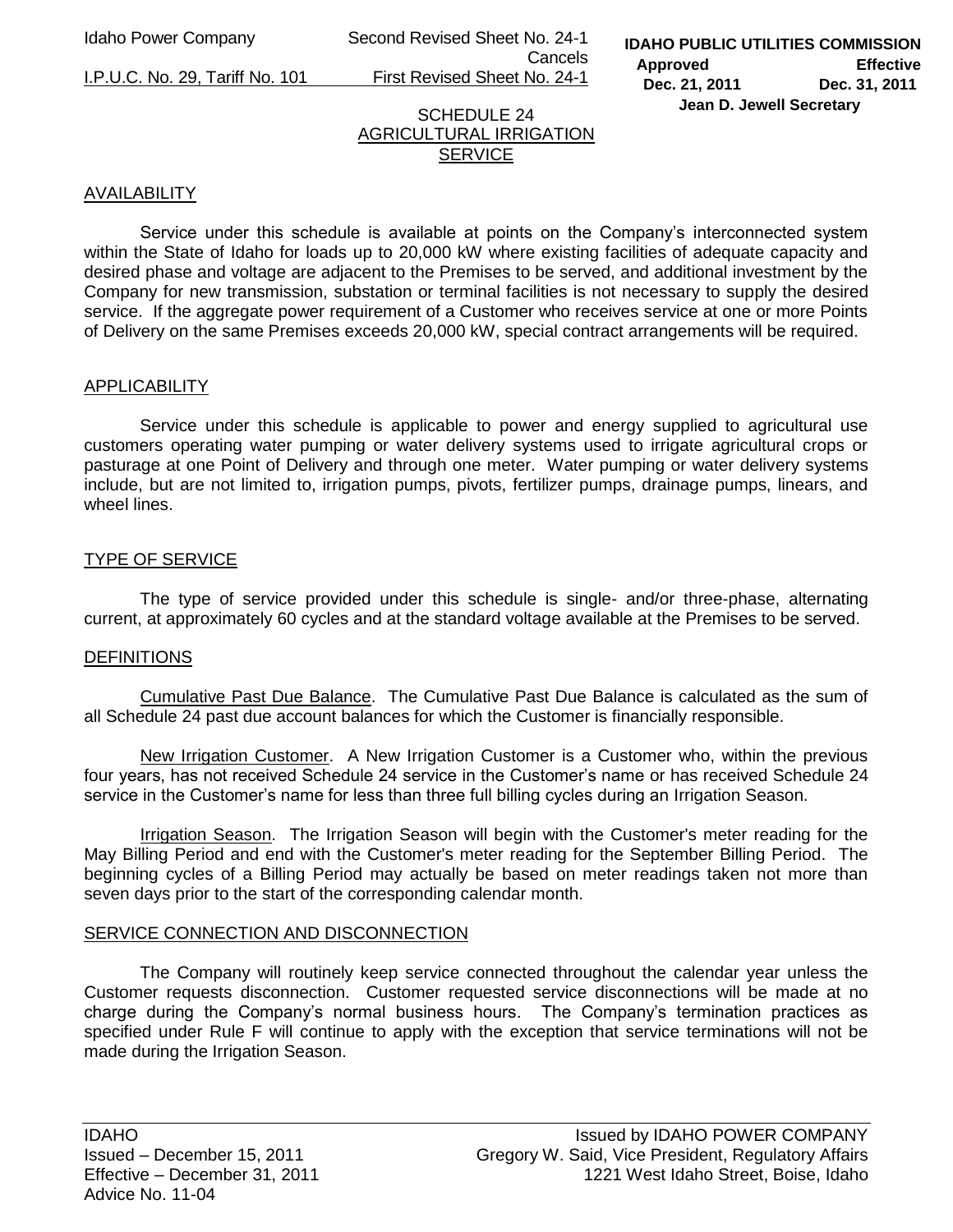# SCHEDULE 24
## AGRICULTURAL IRRIGATION SERVICE

### AVAILABILITY

Service under this schedule is available at points on the Company's interconnected system within the State of Idaho for loads up to 20,000 kW where existing facilities of adequate capacity and desired phase and voltage are adjacent to the Premises to be served, and additional investment by the Company for new transmission, substation or terminal facilities is not necessary to supply the desired service. If the aggregate power requirement of a Customer who receives service at one or more Points of Delivery on the same Premises exceeds 20,000 kW, special contract arrangements will be required.

### APPLICABILITY

Service under this schedule is applicable to power and energy supplied to agricultural use customers operating water pumping or water delivery systems used to irrigate agricultural crops or pasturage at one Point of Delivery and through one meter. Water pumping or water delivery systems include, but are not limited to, irrigation pumps, pivots, fertilizer pumps, drainage pumps, linears, and wheel lines.

### TYPE OF SERVICE

The type of service provided under this schedule is single- and/or three-phase, alternating current, at approximately 60 cycles and at the standard voltage available at the Premises to be served.

### DEFINITIONS

Cumulative Past Due Balance. The Cumulative Past Due Balance is calculated as the sum of all Schedule 24 past due account balances for which the Customer is financially responsible.

New Irrigation Customer. A New Irrigation Customer is a Customer who, within the previous four years, has not received Schedule 24 service in the Customer's name or has received Schedule 24 service in the Customer's name for less than three full billing cycles during an Irrigation Season.

Irrigation Season. The Irrigation Season will begin with the Customer's meter reading for the May Billing Period and end with the Customer's meter reading for the September Billing Period. The beginning cycles of a Billing Period may actually be based on meter readings taken not more than seven days prior to the start of the corresponding calendar month.

### SERVICE CONNECTION AND DISCONNECTION

The Company will routinely keep service connected throughout the calendar year unless the Customer requests disconnection. Customer requested service disconnections will be made at no charge during the Company's normal business hours. The Company's termination practices as specified under Rule F will continue to apply with the exception that service terminations will not be made during the Irrigation Season.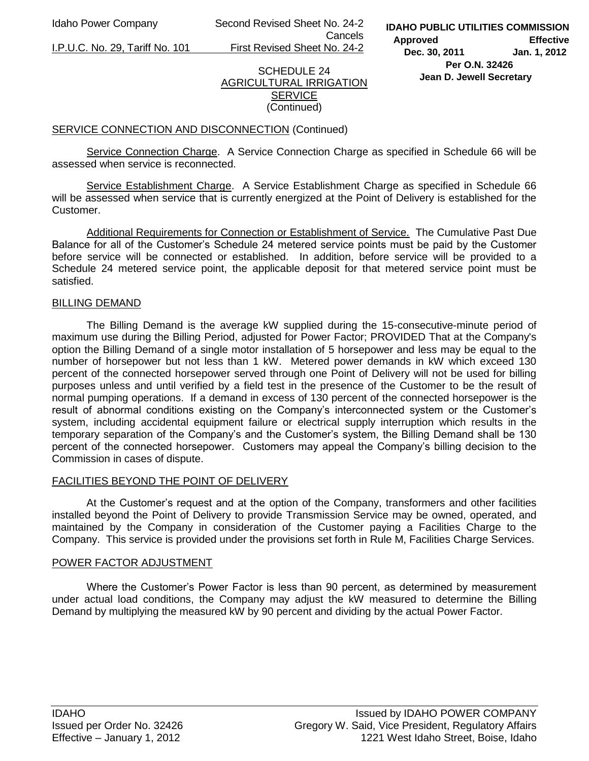SCHEDULE 24
AGRICULTURAL IRRIGATION SERVICE
(Continued)

SERVICE CONNECTION AND DISCONNECTION (Continued)

Service Connection Charge. A Service Connection Charge as specified in Schedule 66 will be assessed when service is reconnected.

Service Establishment Charge. A Service Establishment Charge as specified in Schedule 66 will be assessed when service that is currently energized at the Point of Delivery is established for the Customer.

Additional Requirements for Connection or Establishment of Service. The Cumulative Past Due Balance for all of the Customer's Schedule 24 metered service points must be paid by the Customer before service will be connected or established. In addition, before service will be provided to a Schedule 24 metered service point, the applicable deposit for that metered service point must be satisfied.

## BILLING DEMAND

The Billing Demand is the average kW supplied during the 15-consecutive-minute period of maximum use during the Billing Period, adjusted for Power Factor; PROVIDED That at the Company's option the Billing Demand of a single motor installation of 5 horsepower and less may be equal to the number of horsepower but not less than 1 kW. Metered power demands in kW which exceed 130 percent of the connected horsepower served through one Point of Delivery will not be used for billing purposes unless and until verified by a field test in the presence of the Customer to be the result of normal pumping operations. If a demand in excess of 130 percent of the connected horsepower is the result of abnormal conditions existing on the Company's interconnected system or the Customer's system, including accidental equipment failure or electrical supply interruption which results in the temporary separation of the Company's and the Customer's system, the Billing Demand shall be 130 percent of the connected horsepower. Customers may appeal the Company's billing decision to the Commission in cases of dispute.

## FACILITIES BEYOND THE POINT OF DELIVERY

At the Customer's request and at the option of the Company, transformers and other facilities installed beyond the Point of Delivery to provide Transmission Service may be owned, operated, and maintained by the Company in consideration of the Customer paying a Facilities Charge to the Company. This service is provided under the provisions set forth in Rule M, Facilities Charge Services.

## POWER FACTOR ADJUSTMENT

Where the Customer's Power Factor is less than 90 percent, as determined by measurement under actual load conditions, the Company may adjust the kW measured to determine the Billing Demand by multiplying the measured kW by 90 percent and dividing by the actual Power Factor.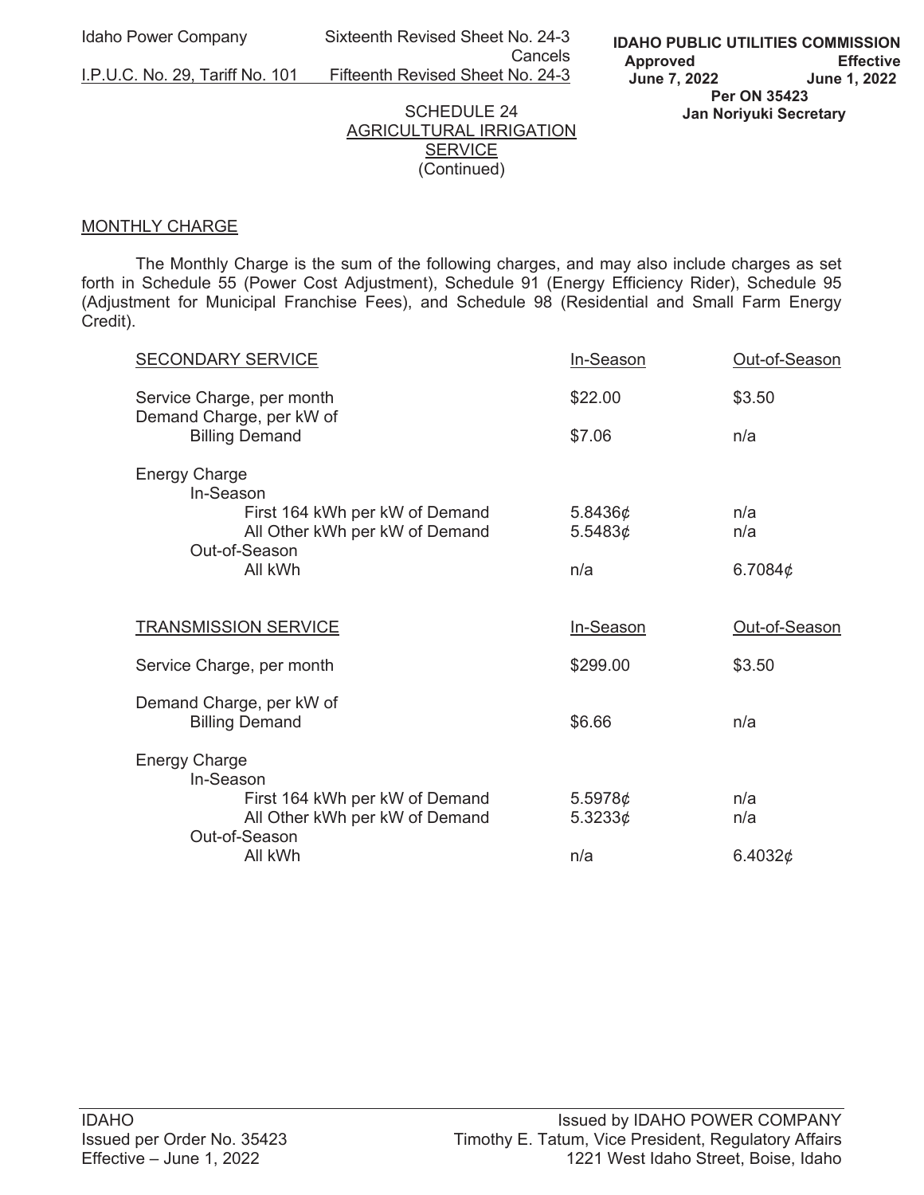Idaho Power Company | Sixteenth Revised Sheet No. 24-3 Cancels
I.P.U.C. No. 29, Tariff No. 101 | Fifteenth Revised Sheet No. 24-3

**IDAHO PUBLIC UTILITIES COMMISSION**
**Approved June 7, 2022 — Effective June 1, 2022**
**Per ON 35423**
**Jan Noriyuki Secretary**

SCHEDULE 24
AGRICULTURAL IRRIGATION SERVICE
(Continued)

## MONTHLY CHARGE

The Monthly Charge is the sum of the following charges, and may also include charges as set forth in Schedule 55 (Power Cost Adjustment), Schedule 91 (Energy Efficiency Rider), Schedule 95 (Adjustment for Municipal Franchise Fees), and Schedule 98 (Residential and Small Farm Energy Credit).

| SECONDARY SERVICE | In-Season | Out-of-Season |
|---|---|---|
| Service Charge, per month | \$22.00 | \$3.50 |
| Demand Charge, per kW of Billing Demand | \$7.06 | n/a |
| Energy Charge | | |
| In-Season | | |
| First 164 kWh per kW of Demand | 5.8436¢ | n/a |
| All Other kWh per kW of Demand | 5.5483¢ | n/a |
| Out-of-Season | | |
| All kWh | n/a | 6.7084¢ |

| TRANSMISSION SERVICE | In-Season | Out-of-Season |
|---|---|---|
| Service Charge, per month | \$299.00 | \$3.50 |
| Demand Charge, per kW of Billing Demand | \$6.66 | n/a |
| Energy Charge | | |
| In-Season | | |
| First 164 kWh per kW of Demand | 5.5978¢ | n/a |
| All Other kWh per kW of Demand | 5.3233¢ | n/a |
| Out-of-Season | | |
| All kWh | n/a | 6.4032¢ |

IDAHO
Issued per Order No. 35423
Effective – June 1, 2022

Issued by IDAHO POWER COMPANY
Timothy E. Tatum, Vice President, Regulatory Affairs
1221 West Idaho Street, Boise, Idaho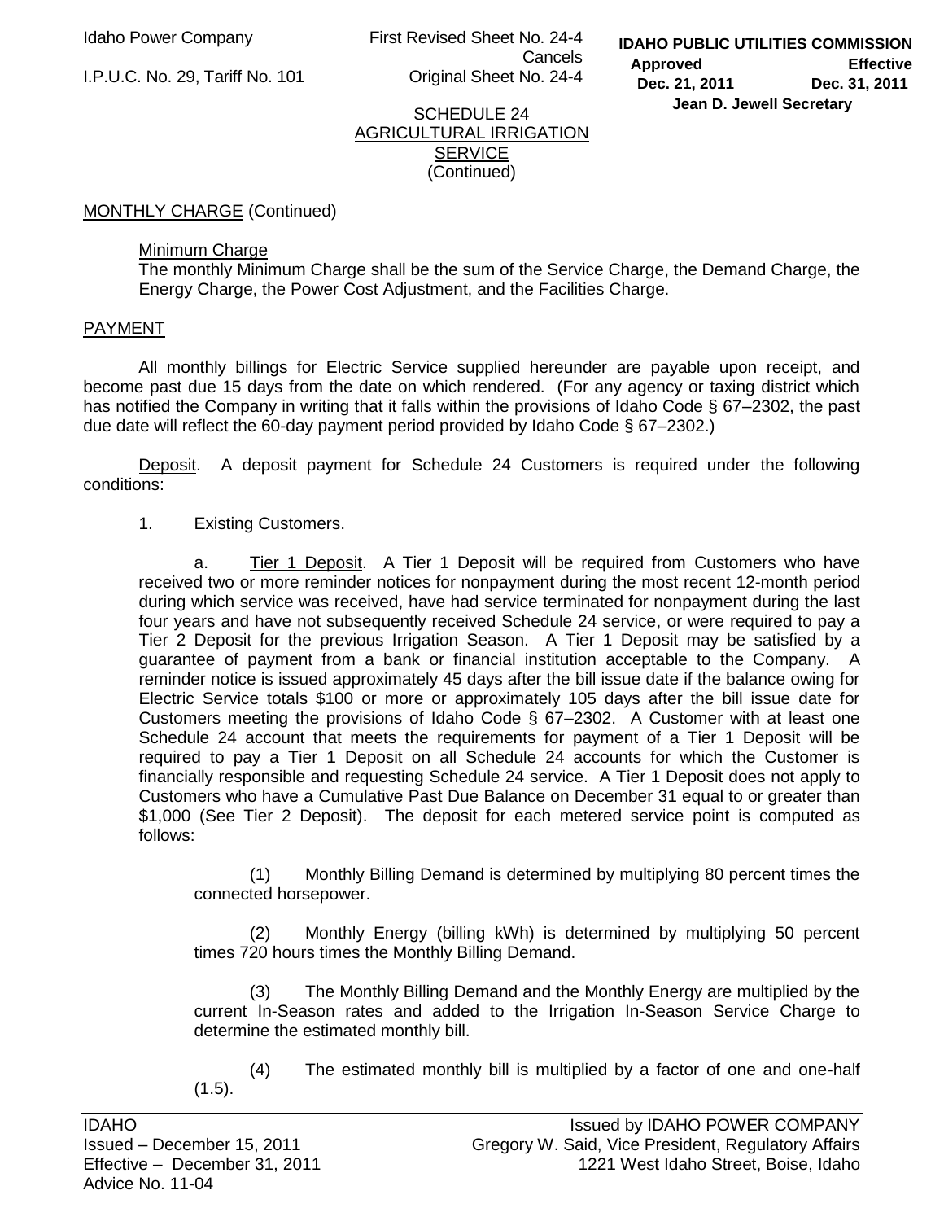SCHEDULE 24
AGRICULTURAL IRRIGATION SERVICE
(Continued)

MONTHLY CHARGE (Continued)

Minimum Charge
The monthly Minimum Charge shall be the sum of the Service Charge, the Demand Charge, the Energy Charge, the Power Cost Adjustment, and the Facilities Charge.

PAYMENT

All monthly billings for Electric Service supplied hereunder are payable upon receipt, and become past due 15 days from the date on which rendered. (For any agency or taxing district which has notified the Company in writing that it falls within the provisions of Idaho Code § 67–2302, the past due date will reflect the 60-day payment period provided by Idaho Code § 67–2302.)

Deposit. A deposit payment for Schedule 24 Customers is required under the following conditions:

1. Existing Customers.

a. Tier 1 Deposit. A Tier 1 Deposit will be required from Customers who have received two or more reminder notices for nonpayment during the most recent 12-month period during which service was received, have had service terminated for nonpayment during the last four years and have not subsequently received Schedule 24 service, or were required to pay a Tier 2 Deposit for the previous Irrigation Season. A Tier 1 Deposit may be satisfied by a guarantee of payment from a bank or financial institution acceptable to the Company. A reminder notice is issued approximately 45 days after the bill issue date if the balance owing for Electric Service totals $100 or more or approximately 105 days after the bill issue date for Customers meeting the provisions of Idaho Code § 67–2302. A Customer with at least one Schedule 24 account that meets the requirements for payment of a Tier 1 Deposit will be required to pay a Tier 1 Deposit on all Schedule 24 accounts for which the Customer is financially responsible and requesting Schedule 24 service. A Tier 1 Deposit does not apply to Customers who have a Cumulative Past Due Balance on December 31 equal to or greater than $1,000 (See Tier 2 Deposit). The deposit for each metered service point is computed as follows:

(1) Monthly Billing Demand is determined by multiplying 80 percent times the connected horsepower.

(2) Monthly Energy (billing kWh) is determined by multiplying 50 percent times 720 hours times the Monthly Billing Demand.

(3) The Monthly Billing Demand and the Monthly Energy are multiplied by the current In-Season rates and added to the Irrigation In-Season Service Charge to determine the estimated monthly bill.

(4) The estimated monthly bill is multiplied by a factor of one and one-half (1.5).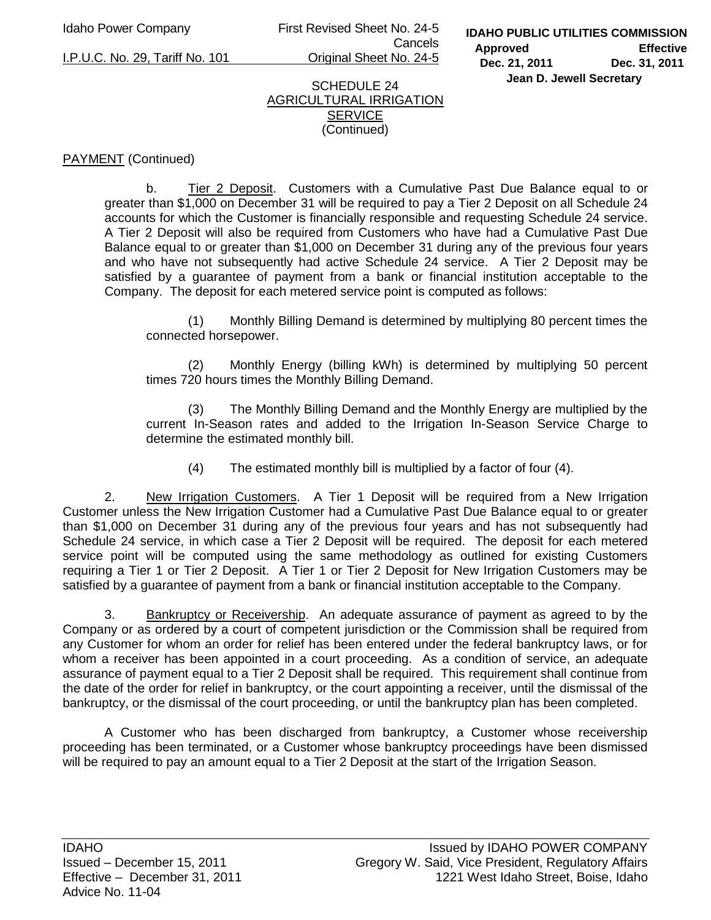SCHEDULE 24
AGRICULTURAL IRRIGATION SERVICE
(Continued)

PAYMENT (Continued)

b. Tier 2 Deposit. Customers with a Cumulative Past Due Balance equal to or greater than $1,000 on December 31 will be required to pay a Tier 2 Deposit on all Schedule 24 accounts for which the Customer is financially responsible and requesting Schedule 24 service. A Tier 2 Deposit will also be required from Customers who have had a Cumulative Past Due Balance equal to or greater than $1,000 on December 31 during any of the previous four years and who have not subsequently had active Schedule 24 service. A Tier 2 Deposit may be satisfied by a guarantee of payment from a bank or financial institution acceptable to the Company. The deposit for each metered service point is computed as follows:

(1) Monthly Billing Demand is determined by multiplying 80 percent times the connected horsepower.

(2) Monthly Energy (billing kWh) is determined by multiplying 50 percent times 720 hours times the Monthly Billing Demand.

(3) The Monthly Billing Demand and the Monthly Energy are multiplied by the current In-Season rates and added to the Irrigation In-Season Service Charge to determine the estimated monthly bill.

(4) The estimated monthly bill is multiplied by a factor of four (4).

2. New Irrigation Customers. A Tier 1 Deposit will be required from a New Irrigation Customer unless the New Irrigation Customer had a Cumulative Past Due Balance equal to or greater than $1,000 on December 31 during any of the previous four years and has not subsequently had Schedule 24 service, in which case a Tier 2 Deposit will be required. The deposit for each metered service point will be computed using the same methodology as outlined for existing Customers requiring a Tier 1 or Tier 2 Deposit. A Tier 1 or Tier 2 Deposit for New Irrigation Customers may be satisfied by a guarantee of payment from a bank or financial institution acceptable to the Company.

3. Bankruptcy or Receivership. An adequate assurance of payment as agreed to by the Company or as ordered by a court of competent jurisdiction or the Commission shall be required from any Customer for whom an order for relief has been entered under the federal bankruptcy laws, or for whom a receiver has been appointed in a court proceeding. As a condition of service, an adequate assurance of payment equal to a Tier 2 Deposit shall be required. This requirement shall continue from the date of the order for relief in bankruptcy, or the court appointing a receiver, until the dismissal of the bankruptcy, or the dismissal of the court proceeding, or until the bankruptcy plan has been completed.

A Customer who has been discharged from bankruptcy, a Customer whose receivership proceeding has been terminated, or a Customer whose bankruptcy proceedings have been dismissed will be required to pay an amount equal to a Tier 2 Deposit at the start of the Irrigation Season.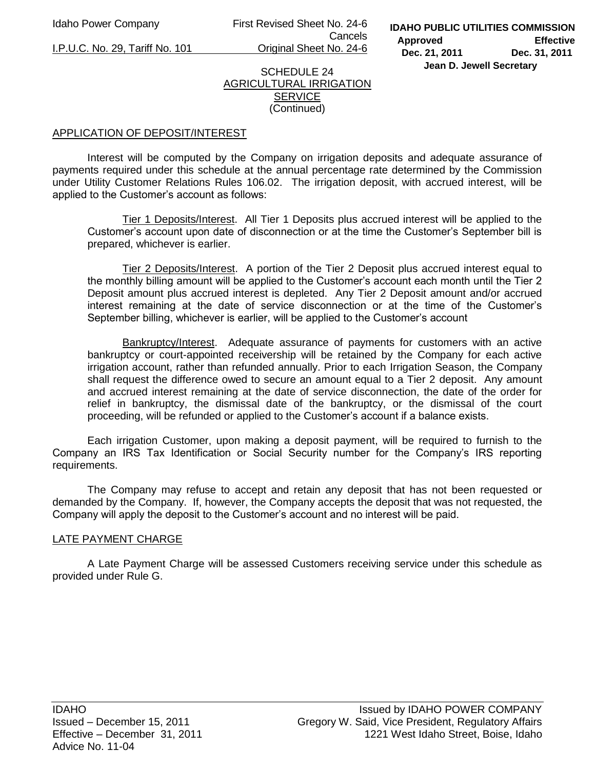SCHEDULE 24
AGRICULTURAL IRRIGATION
SERVICE
(Continued)

## APPLICATION OF DEPOSIT/INTEREST

Interest will be computed by the Company on irrigation deposits and adequate assurance of payments required under this schedule at the annual percentage rate determined by the Commission under Utility Customer Relations Rules 106.02. The irrigation deposit, with accrued interest, will be applied to the Customer's account as follows:

Tier 1 Deposits/Interest. All Tier 1 Deposits plus accrued interest will be applied to the Customer's account upon date of disconnection or at the time the Customer's September bill is prepared, whichever is earlier.

Tier 2 Deposits/Interest. A portion of the Tier 2 Deposit plus accrued interest equal to the monthly billing amount will be applied to the Customer's account each month until the Tier 2 Deposit amount plus accrued interest is depleted. Any Tier 2 Deposit amount and/or accrued interest remaining at the date of service disconnection or at the time of the Customer's September billing, whichever is earlier, will be applied to the Customer's account

Bankruptcy/Interest. Adequate assurance of payments for customers with an active bankruptcy or court-appointed receivership will be retained by the Company for each active irrigation account, rather than refunded annually. Prior to each Irrigation Season, the Company shall request the difference owed to secure an amount equal to a Tier 2 deposit. Any amount and accrued interest remaining at the date of service disconnection, the date of the order for relief in bankruptcy, the dismissal date of the bankruptcy, or the dismissal of the court proceeding, will be refunded or applied to the Customer's account if a balance exists.

Each irrigation Customer, upon making a deposit payment, will be required to furnish to the Company an IRS Tax Identification or Social Security number for the Company's IRS reporting requirements.

The Company may refuse to accept and retain any deposit that has not been requested or demanded by the Company. If, however, the Company accepts the deposit that was not requested, the Company will apply the deposit to the Customer's account and no interest will be paid.

## LATE PAYMENT CHARGE

A Late Payment Charge will be assessed Customers receiving service under this schedule as provided under Rule G.